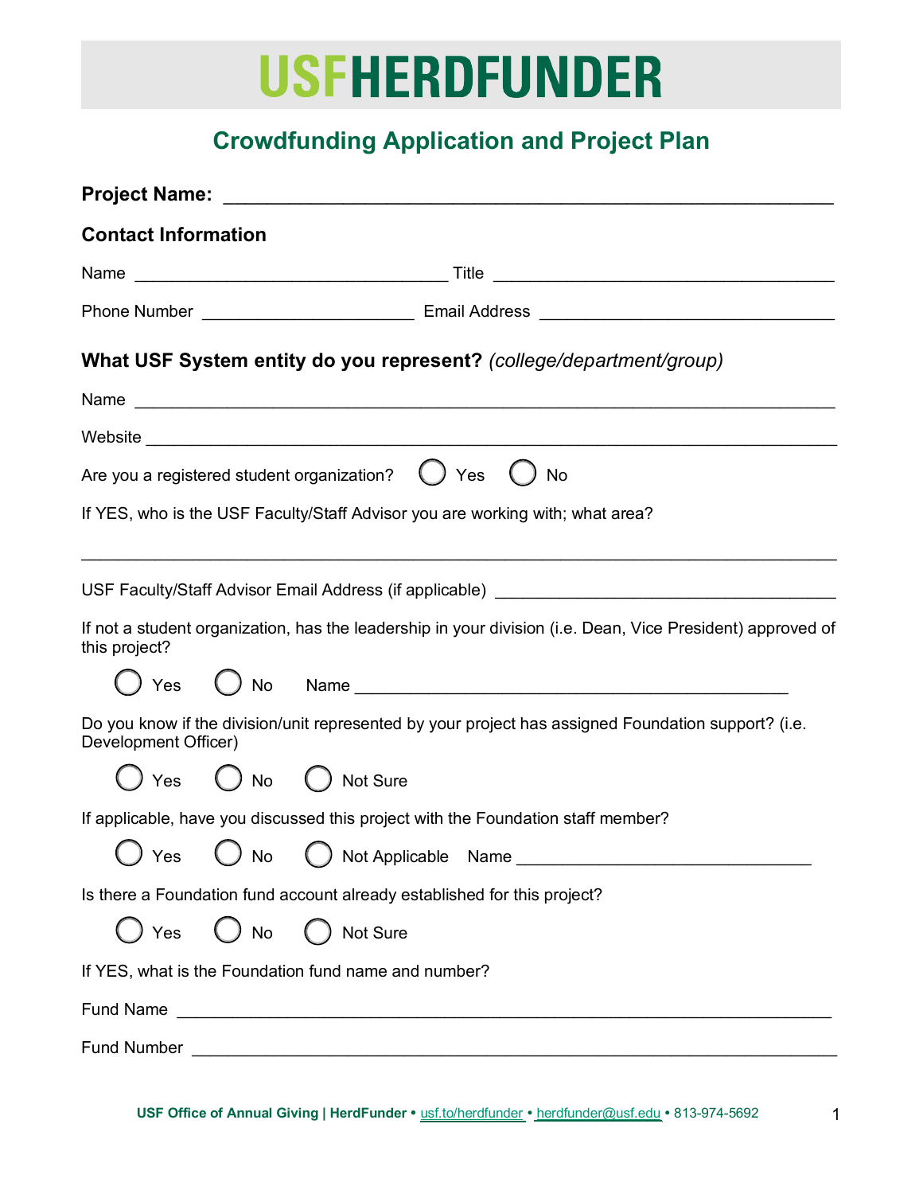# USFHERDFUNDER

## Crowdfunding Application and Project Plan

**Project Name:** ____________________________________________

### Contact Information

Name ______________________________ Title ______________________________

Phone Number ____________________ Email Address ____________________________

### What USF System entity do you represent? *(college/department/group)*

Name ____________________________________________________________

Website __________________________________________________________

Are you a registered student organization? ◯ Yes ◯ No

If YES, who is the USF Faculty/Staff Advisor you are working with; what area?

____________________________________________________________________

USF Faculty/Staff Advisor Email Address (if applicable) ______________________________

If not a student organization, has the leadership in your division (i.e. Dean, Vice President) approved of this project?

◯ Yes ◯ No Name ________________________________________

Do you know if the division/unit represented by your project has assigned Foundation support? (i.e. Development Officer)

◯ Yes ◯ No ◯ Not Sure

If applicable, have you discussed this project with the Foundation staff member?

◯ Yes ◯ No ◯ Not Applicable Name ____________________________

Is there a Foundation fund account already established for this project?

◯ Yes ◯ No ◯ Not Sure

If YES, what is the Foundation fund name and number?

Fund Name ____________________________________________________________

Fund Number __________________________________________________________

USF Office of Annual Giving | HerdFunder • usf.to/herdfunder • herdfunder@usf.edu • 813-974-5692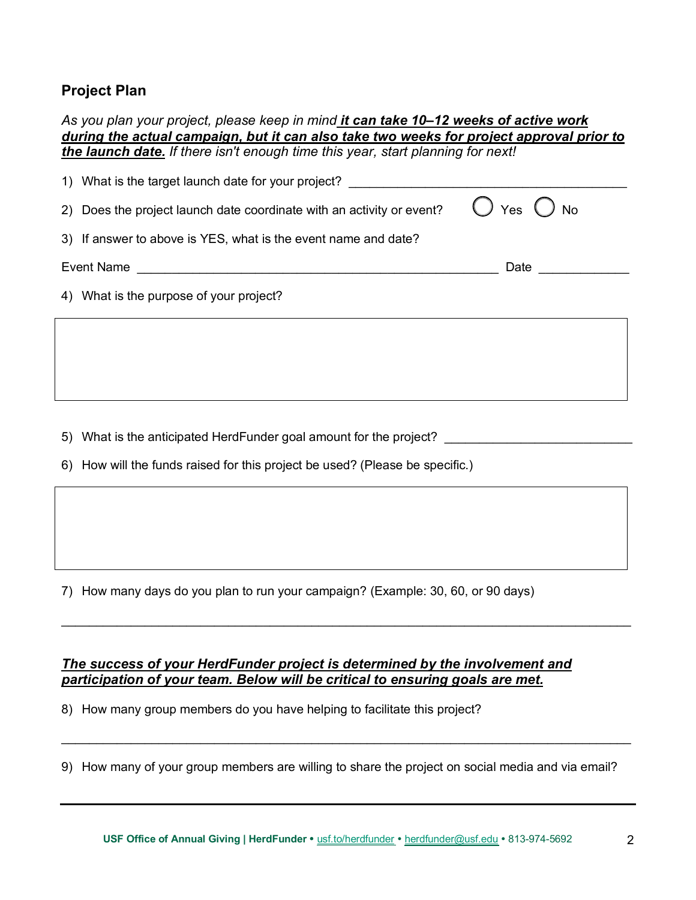## Project Plan

*As you plan your project, please keep in mind* ***<u>it can take 10–12 weeks of active work during the actual campaign, but it can also take two weeks for project approval prior to the launch date.</u>*** *If there isn't enough time this year, start planning for next!*

1) What is the target launch date for your project? ________________________________________

2) Does the project launch date coordinate with an activity or event? ◯ Yes ◯ No

3) If answer to above is YES, what is the event name and date?

Event Name ____________________________________________________ Date ____________

4) What is the purpose of your project?

| |
|---|
| |

5) What is the anticipated HerdFunder goal amount for the project? __________________________

6) How will the funds raised for this project be used? (Please be specific.)

| |
|---|
| |

7) How many days do you plan to run your campaign? (Example: 30, 60, or 90 days)

_____________________________________________________________________________

***<u>The success of your HerdFunder project is determined by the involvement and participation of your team. Below will be critical to ensuring goals are met.</u>***

8) How many group members do you have helping to facilitate this project?

_____________________________________________________________________________

9) How many of your group members are willing to share the project on social media and via email?

_____________________________________________________________________________

**USF Office of Annual Giving | HerdFunder** • usf.to/herdfunder • herdfunder@usf.edu • 813-974-5692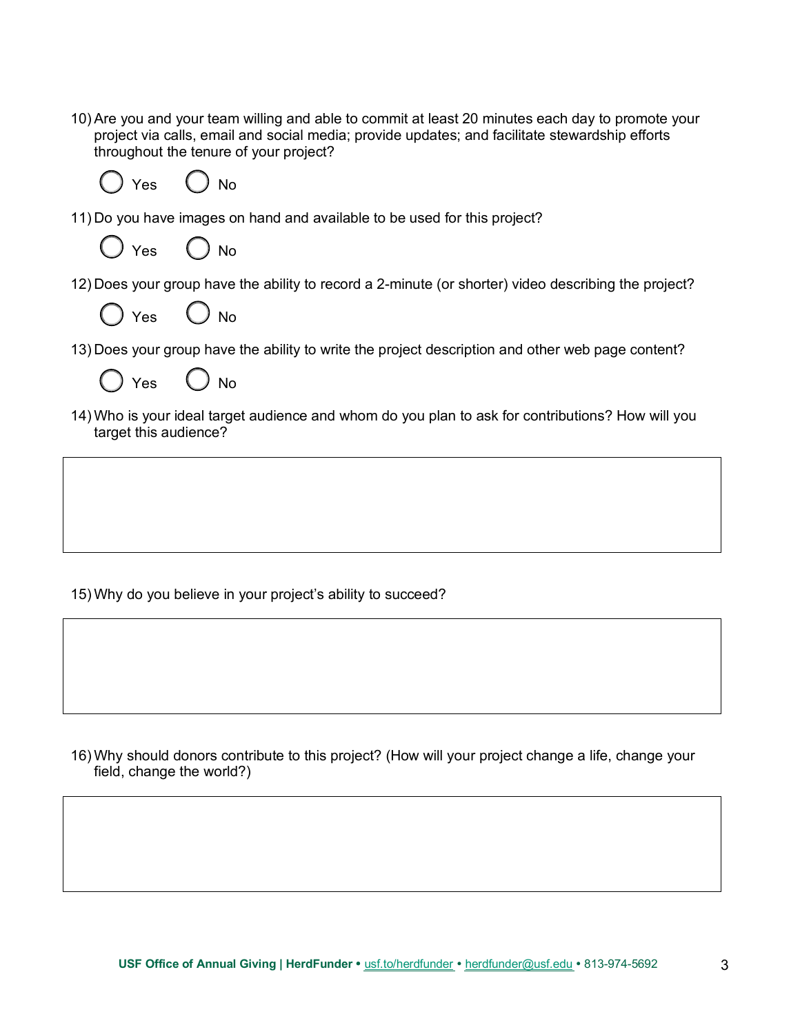10) Are you and your team willing and able to commit at least 20 minutes each day to promote your project via calls, email and social media; provide updates; and facilitate stewardship efforts throughout the tenure of your project?

◯ Yes ◯ No

11) Do you have images on hand and available to be used for this project?

◯ Yes ◯ No

12) Does your group have the ability to record a 2-minute (or shorter) video describing the project?

◯ Yes ◯ No

13) Does your group have the ability to write the project description and other web page content?

◯ Yes ◯ No

14) Who is your ideal target audience and whom do you plan to ask for contributions? How will you target this audience?

| |
|---|
| |

15) Why do you believe in your project's ability to succeed?

| |
|---|
| |

16) Why should donors contribute to this project? (How will your project change a life, change your field, change the world?)

| |
|---|
| |

**USF Office of Annual Giving | HerdFunder** • usf.to/herdfunder • herdfunder@usf.edu • 813-974-5692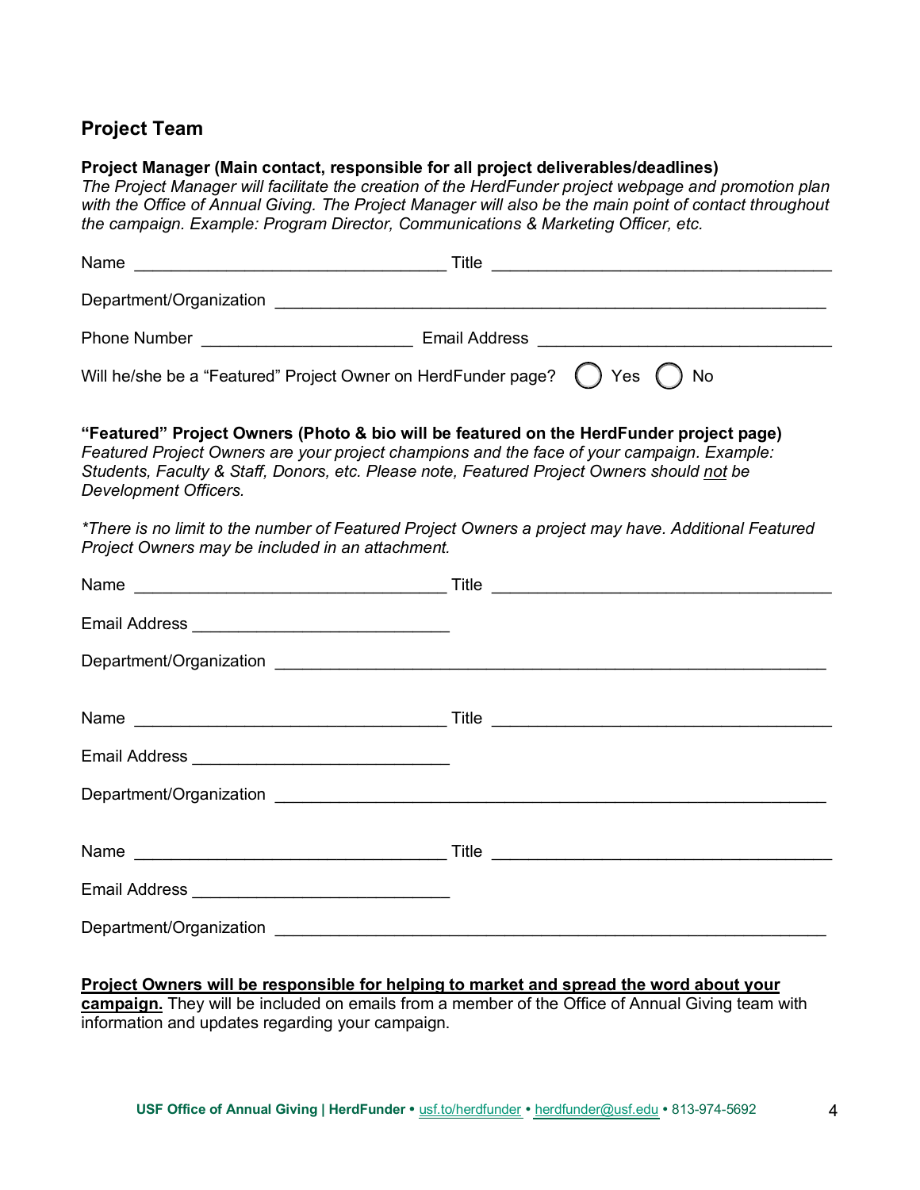## Project Team

**Project Manager (Main contact, responsible for all project deliverables/deadlines)**
*The Project Manager will facilitate the creation of the HerdFunder project webpage and promotion plan with the Office of Annual Giving. The Project Manager will also be the main point of contact throughout the campaign. Example: Program Director, Communications & Marketing Officer, etc.*

Name ________________________________ Title ___________________________________

Department/Organization ________________________________________________________

Phone Number ______________________ Email Address ______________________________

Will he/she be a "Featured" Project Owner on HerdFunder page? ◯ Yes ◯ No

**"Featured" Project Owners (Photo & bio will be featured on the HerdFunder project page)**
*Featured Project Owners are your project champions and the face of your campaign. Example: Students, Faculty & Staff, Donors, etc. Please note, Featured Project Owners should not be Development Officers.*

*\*There is no limit to the number of Featured Project Owners a project may have. Additional Featured Project Owners may be included in an attachment.*

Name ________________________________ Title ___________________________________

Email Address ___________________________

Department/Organization ________________________________________________________

Name ________________________________ Title ___________________________________

Email Address ___________________________

Department/Organization ________________________________________________________

Name ________________________________ Title ___________________________________

Email Address ___________________________

Department/Organization ________________________________________________________

**Project Owners will be responsible for helping to market and spread the word about your campaign.** They will be included on emails from a member of the Office of Annual Giving team with information and updates regarding your campaign.

**USF Office of Annual Giving | HerdFunder** • usf.to/herdfunder • herdfunder@usf.edu • 813-974-5692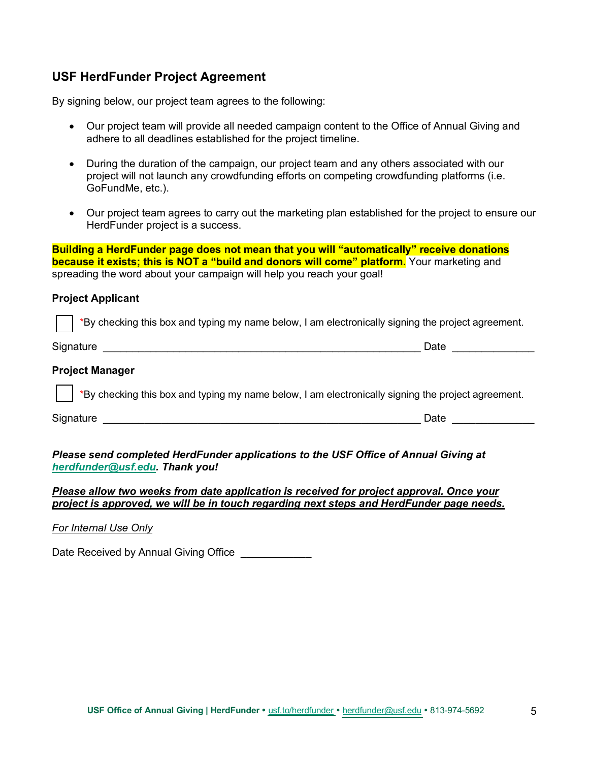## USF HerdFunder Project Agreement

By signing below, our project team agrees to the following:

- Our project team will provide all needed campaign content to the Office of Annual Giving and adhere to all deadlines established for the project timeline.
- During the duration of the campaign, our project team and any others associated with our project will not launch any crowdfunding efforts on competing crowdfunding platforms (i.e. GoFundMe, etc.).
- Our project team agrees to carry out the marketing plan established for the project to ensure our HerdFunder project is a success.

**Building a HerdFunder page does not mean that you will "automatically" receive donations because it exists; this is NOT a "build and donors will come" platform.** Your marketing and spreading the word about your campaign will help you reach your goal!

**Project Applicant**

☐ *By checking this box and typing my name below, I am electronically signing the project agreement.

Signature ________________________________________________________ Date ______________

**Project Manager**

☐ *By checking this box and typing my name below, I am electronically signing the project agreement.

Signature ________________________________________________________ Date ______________

***Please send completed HerdFunder applications to the USF Office of Annual Giving at herdfunder@usf.edu. Thank you!***

***Please allow two weeks from date application is received for project approval. Once your project is approved, we will be in touch regarding next steps and HerdFunder page needs.***

*For Internal Use Only*

Date Received by Annual Giving Office ____________

**USF Office of Annual Giving | HerdFunder** • usf.to/herdfunder • herdfunder@usf.edu • 813-974-5692